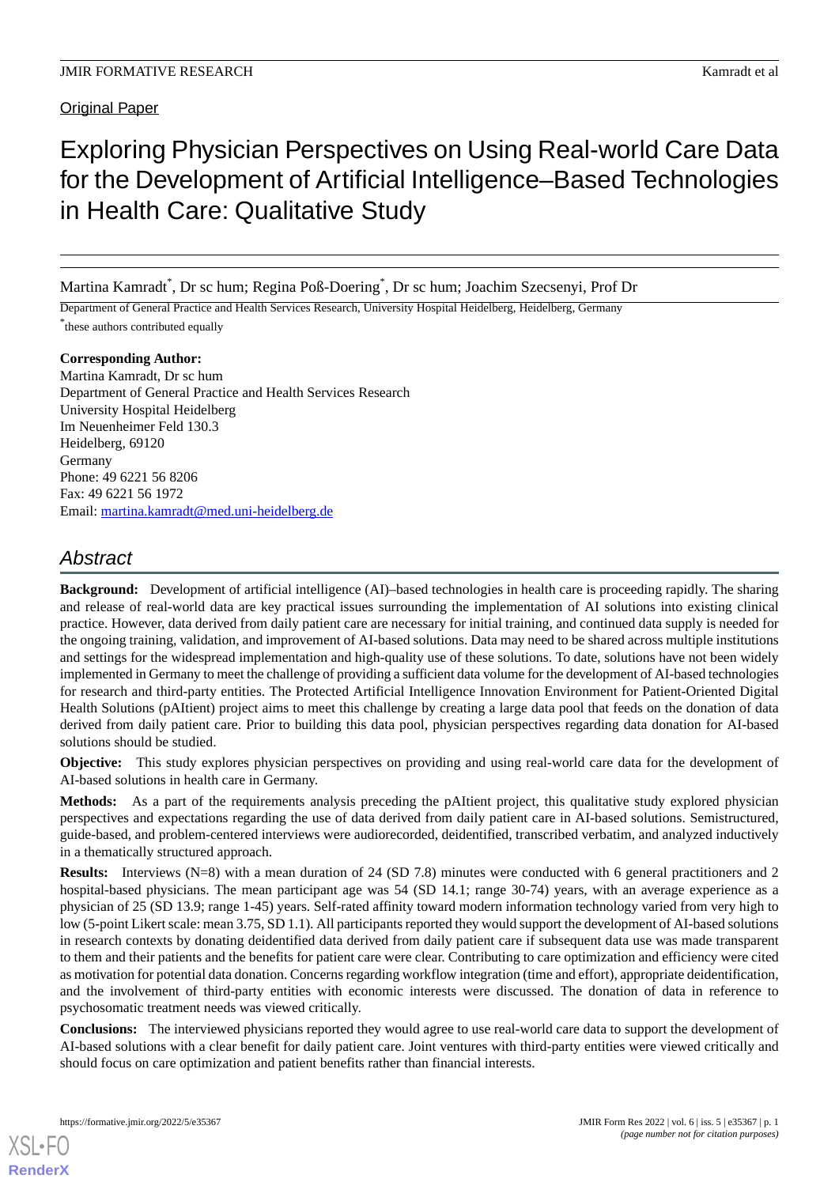Original Paper

# Exploring Physician Perspectives on Using Real-world Care Data for the Development of Artificial Intelligence–Based Technologies in Health Care: Qualitative Study

Martina Kamradt*, Dr sc hum; Regina Poß-Doering*, Dr sc hum; Joachim Szecsenyi, Prof Dr

Department of General Practice and Health Services Research, University Hospital Heidelberg, Heidelberg, Germany

*these authors contributed equally

**Corresponding Author:**
Martina Kamradt, Dr sc hum
Department of General Practice and Health Services Research
University Hospital Heidelberg
Im Neuenheimer Feld 130.3
Heidelberg, 69120
Germany
Phone: 49 6221 56 8206
Fax: 49 6221 56 1972
Email: martina.kamradt@med.uni-heidelberg.de

## Abstract

**Background:** Development of artificial intelligence (AI)–based technologies in health care is proceeding rapidly. The sharing and release of real-world data are key practical issues surrounding the implementation of AI solutions into existing clinical practice. However, data derived from daily patient care are necessary for initial training, and continued data supply is needed for the ongoing training, validation, and improvement of AI-based solutions. Data may need to be shared across multiple institutions and settings for the widespread implementation and high-quality use of these solutions. To date, solutions have not been widely implemented in Germany to meet the challenge of providing a sufficient data volume for the development of AI-based technologies for research and third-party entities. The Protected Artificial Intelligence Innovation Environment for Patient-Oriented Digital Health Solutions (pAItient) project aims to meet this challenge by creating a large data pool that feeds on the donation of data derived from daily patient care. Prior to building this data pool, physician perspectives regarding data donation for AI-based solutions should be studied.

**Objective:** This study explores physician perspectives on providing and using real-world care data for the development of AI-based solutions in health care in Germany.

**Methods:** As a part of the requirements analysis preceding the pAItient project, this qualitative study explored physician perspectives and expectations regarding the use of data derived from daily patient care in AI-based solutions. Semistructured, guide-based, and problem-centered interviews were audiorecorded, deidentified, transcribed verbatim, and analyzed inductively in a thematically structured approach.

**Results:** Interviews (N=8) with a mean duration of 24 (SD 7.8) minutes were conducted with 6 general practitioners and 2 hospital-based physicians. The mean participant age was 54 (SD 14.1; range 30-74) years, with an average experience as a physician of 25 (SD 13.9; range 1-45) years. Self-rated affinity toward modern information technology varied from very high to low (5-point Likert scale: mean 3.75, SD 1.1). All participants reported they would support the development of AI-based solutions in research contexts by donating deidentified data derived from daily patient care if subsequent data use was made transparent to them and their patients and the benefits for patient care were clear. Contributing to care optimization and efficiency were cited as motivation for potential data donation. Concerns regarding workflow integration (time and effort), appropriate deidentification, and the involvement of third-party entities with economic interests were discussed. The donation of data in reference to psychosomatic treatment needs was viewed critically.

**Conclusions:** The interviewed physicians reported they would agree to use real-world care data to support the development of AI-based solutions with a clear benefit for daily patient care. Joint ventures with third-party entities were viewed critically and should focus on care optimization and patient benefits rather than financial interests.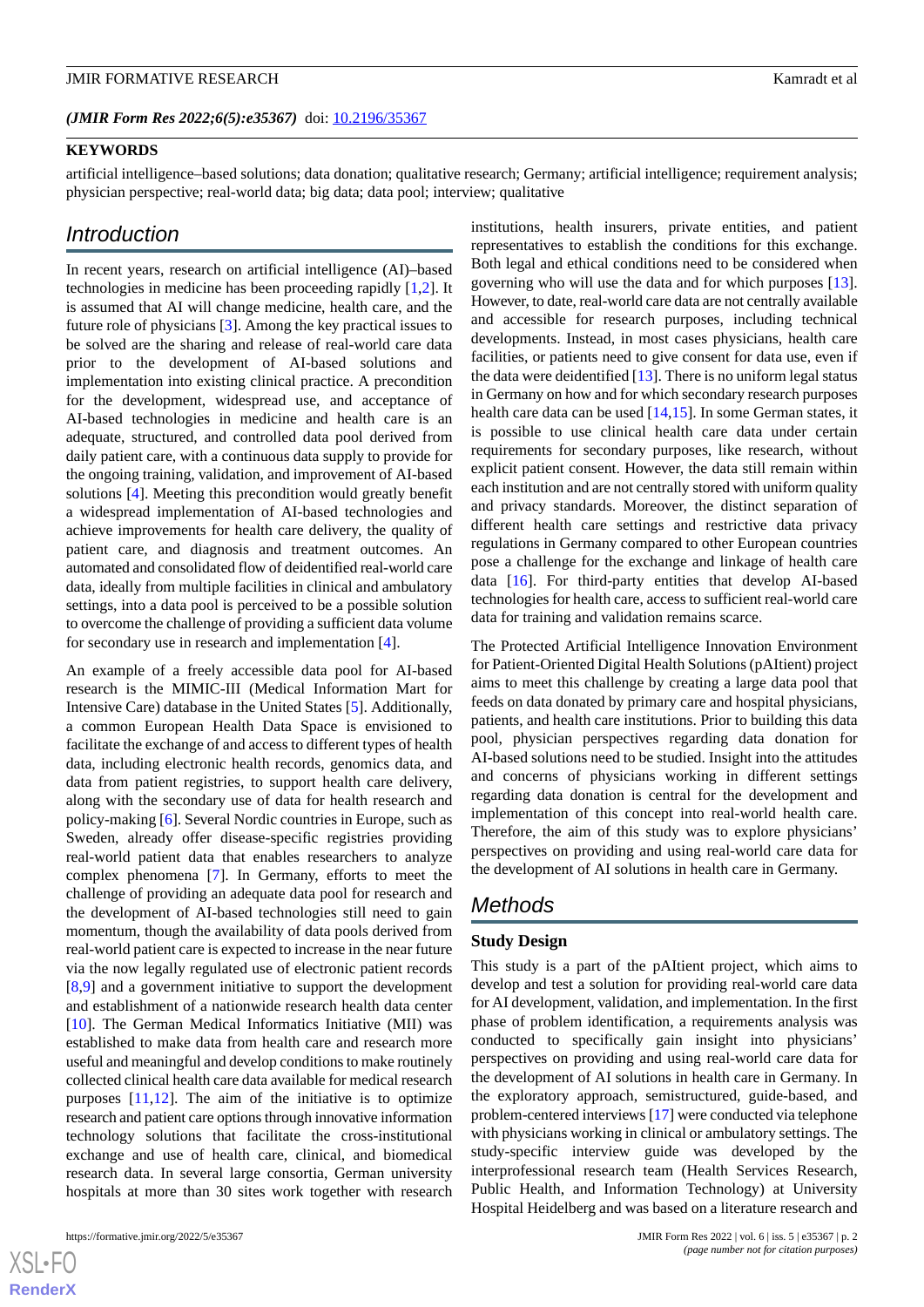*(JMIR Form Res 2022;6(5):e35367)* doi: [10.2196/35367](10.2196/35367)

**KEYWORDS**

artificial intelligence–based solutions; data donation; qualitative research; Germany; artificial intelligence; requirement analysis; physician perspective; real-world data; big data; data pool; interview; qualitative

## Introduction

In recent years, research on artificial intelligence (AI)–based technologies in medicine has been proceeding rapidly [1,2]. It is assumed that AI will change medicine, health care, and the future role of physicians [3]. Among the key practical issues to be solved are the sharing and release of real-world care data prior to the development of AI-based solutions and implementation into existing clinical practice. A precondition for the development, widespread use, and acceptance of AI-based technologies in medicine and health care is an adequate, structured, and controlled data pool derived from daily patient care, with a continuous data supply to provide for the ongoing training, validation, and improvement of AI-based solutions [4]. Meeting this precondition would greatly benefit a widespread implementation of AI-based technologies and achieve improvements for health care delivery, the quality of patient care, and diagnosis and treatment outcomes. An automated and consolidated flow of deidentified real-world care data, ideally from multiple facilities in clinical and ambulatory settings, into a data pool is perceived to be a possible solution to overcome the challenge of providing a sufficient data volume for secondary use in research and implementation [4].

An example of a freely accessible data pool for AI-based research is the MIMIC-III (Medical Information Mart for Intensive Care) database in the United States [5]. Additionally, a common European Health Data Space is envisioned to facilitate the exchange of and access to different types of health data, including electronic health records, genomics data, and data from patient registries, to support health care delivery, along with the secondary use of data for health research and policy-making [6]. Several Nordic countries in Europe, such as Sweden, already offer disease-specific registries providing real-world patient data that enables researchers to analyze complex phenomena [7]. In Germany, efforts to meet the challenge of providing an adequate data pool for research and the development of AI-based technologies still need to gain momentum, though the availability of data pools derived from real-world patient care is expected to increase in the near future via the now legally regulated use of electronic patient records [8,9] and a government initiative to support the development and establishment of a nationwide research health data center [10]. The German Medical Informatics Initiative (MII) was established to make data from health care and research more useful and meaningful and develop conditions to make routinely collected clinical health care data available for medical research purposes [11,12]. The aim of the initiative is to optimize research and patient care options through innovative information technology solutions that facilitate the cross-institutional exchange and use of health care, clinical, and biomedical research data. In several large consortia, German university hospitals at more than 30 sites work together with research institutions, health insurers, private entities, and patient representatives to establish the conditions for this exchange. Both legal and ethical conditions need to be considered when governing who will use the data and for which purposes [13]. However, to date, real-world care data are not centrally available and accessible for research purposes, including technical developments. Instead, in most cases physicians, health care facilities, or patients need to give consent for data use, even if the data were deidentified [13]. There is no uniform legal status in Germany on how and for which secondary research purposes health care data can be used [14,15]. In some German states, it is possible to use clinical health care data under certain requirements for secondary purposes, like research, without explicit patient consent. However, the data still remain within each institution and are not centrally stored with uniform quality and privacy standards. Moreover, the distinct separation of different health care settings and restrictive data privacy regulations in Germany compared to other European countries pose a challenge for the exchange and linkage of health care data [16]. For third-party entities that develop AI-based technologies for health care, access to sufficient real-world care data for training and validation remains scarce.

The Protected Artificial Intelligence Innovation Environment for Patient-Oriented Digital Health Solutions (pAItient) project aims to meet this challenge by creating a large data pool that feeds on data donated by primary care and hospital physicians, patients, and health care institutions. Prior to building this data pool, physician perspectives regarding data donation for AI-based solutions need to be studied. Insight into the attitudes and concerns of physicians working in different settings regarding data donation is central for the development and implementation of this concept into real-world health care. Therefore, the aim of this study was to explore physicians' perspectives on providing and using real-world care data for the development of AI solutions in health care in Germany.

## Methods

### Study Design

This study is a part of the pAItient project, which aims to develop and test a solution for providing real-world care data for AI development, validation, and implementation. In the first phase of problem identification, a requirements analysis was conducted to specifically gain insight into physicians' perspectives on providing and using real-world care data for the development of AI solutions in health care in Germany. In the exploratory approach, semistructured, guide-based, and problem-centered interviews [17] were conducted via telephone with physicians working in clinical or ambulatory settings. The study-specific interview guide was developed by the interprofessional research team (Health Services Research, Public Health, and Information Technology) at University Hospital Heidelberg and was based on a literature research and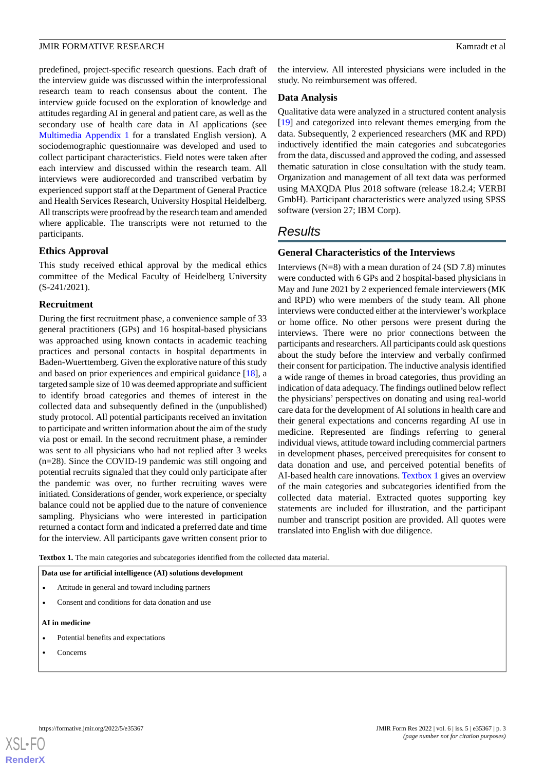predefined, project-specific research questions. Each draft of the interview guide was discussed within the interprofessional research team to reach consensus about the content. The interview guide focused on the exploration of knowledge and attitudes regarding AI in general and patient care, as well as the secondary use of health care data in AI applications (see Multimedia Appendix 1 for a translated English version). A sociodemographic questionnaire was developed and used to collect participant characteristics. Field notes were taken after each interview and discussed within the research team. All interviews were audiorecorded and transcribed verbatim by experienced support staff at the Department of General Practice and Health Services Research, University Hospital Heidelberg. All transcripts were proofread by the research team and amended where applicable. The transcripts were not returned to the participants.

### Ethics Approval

This study received ethical approval by the medical ethics committee of the Medical Faculty of Heidelberg University (S-241/2021).

### Recruitment

During the first recruitment phase, a convenience sample of 33 general practitioners (GPs) and 16 hospital-based physicians was approached using known contacts in academic teaching practices and personal contacts in hospital departments in Baden-Wuerttemberg. Given the explorative nature of this study and based on prior experiences and empirical guidance [18], a targeted sample size of 10 was deemed appropriate and sufficient to identify broad categories and themes of interest in the collected data and subsequently defined in the (unpublished) study protocol. All potential participants received an invitation to participate and written information about the aim of the study via post or email. In the second recruitment phase, a reminder was sent to all physicians who had not replied after 3 weeks (n=28). Since the COVID-19 pandemic was still ongoing and potential recruits signaled that they could only participate after the pandemic was over, no further recruiting waves were initiated. Considerations of gender, work experience, or specialty balance could not be applied due to the nature of convenience sampling. Physicians who were interested in participation returned a contact form and indicated a preferred date and time for the interview. All participants gave written consent prior to the interview. All interested physicians were included in the study. No reimbursement was offered.

### Data Analysis

Qualitative data were analyzed in a structured content analysis [19] and categorized into relevant themes emerging from the data. Subsequently, 2 experienced researchers (MK and RPD) inductively identified the main categories and subcategories from the data, discussed and approved the coding, and assessed thematic saturation in close consultation with the study team. Organization and management of all text data was performed using MAXQDA Plus 2018 software (release 18.2.4; VERBI GmbH). Participant characteristics were analyzed using SPSS software (version 27; IBM Corp).

## Results

### General Characteristics of the Interviews

Interviews (N=8) with a mean duration of 24 (SD 7.8) minutes were conducted with 6 GPs and 2 hospital-based physicians in May and June 2021 by 2 experienced female interviewers (MK and RPD) who were members of the study team. All phone interviews were conducted either at the interviewer's workplace or home office. No other persons were present during the interviews. There were no prior connections between the participants and researchers. All participants could ask questions about the study before the interview and verbally confirmed their consent for participation. The inductive analysis identified a wide range of themes in broad categories, thus providing an indication of data adequacy. The findings outlined below reflect the physicians' perspectives on donating and using real-world care data for the development of AI solutions in health care and their general expectations and concerns regarding AI use in medicine. Represented are findings referring to general individual views, attitude toward including commercial partners in development phases, perceived prerequisites for consent to data donation and use, and perceived potential benefits of AI-based health care innovations. Textbox 1 gives an overview of the main categories and subcategories identified from the collected data material. Extracted quotes supporting key statements are included for illustration, and the participant number and transcript position are provided. All quotes were translated into English with due diligence.

**Textbox 1.** The main categories and subcategories identified from the collected data material.

**Data use for artificial intelligence (AI) solutions development**

- Attitude in general and toward including partners
- Consent and conditions for data donation and use

**AI in medicine**

- Potential benefits and expectations
- Concerns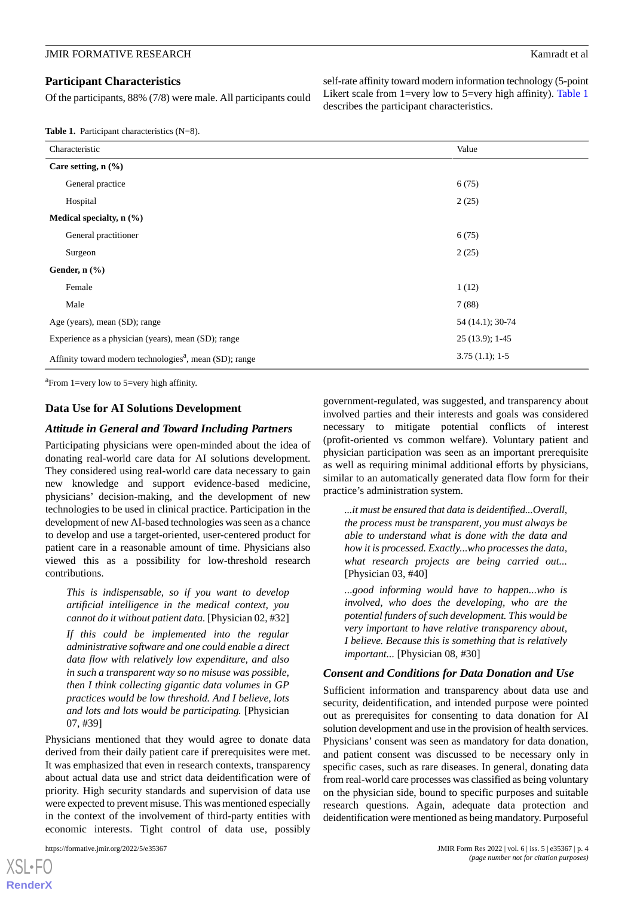## Participant Characteristics

Of the participants, 88% (7/8) were male. All participants could self-rate affinity toward modern information technology (5-point Likert scale from 1=very low to 5=very high affinity). Table 1 describes the participant characteristics.

**Table 1.** Participant characteristics (N=8).

| Characteristic | Value |
|---|---|
| **Care setting, n (%)** | |
| General practice | 6 (75) |
| Hospital | 2 (25) |
| **Medical specialty, n (%)** | |
| General practitioner | 6 (75) |
| Surgeon | 2 (25) |
| **Gender, n (%)** | |
| Female | 1 (12) |
| Male | 7 (88) |
| Age (years), mean (SD); range | 54 (14.1); 30-74 |
| Experience as a physician (years), mean (SD); range | 25 (13.9); 1-45 |
| Affinity toward modern technologies[a], mean (SD); range | 3.75 (1.1); 1-5 |

[a]From 1=very low to 5=very high affinity.

## Data Use for AI Solutions Development

### *Attitude in General and Toward Including Partners*

Participating physicians were open-minded about the idea of donating real-world care data for AI solutions development. They considered using real-world care data necessary to gain new knowledge and support evidence-based medicine, physicians' decision-making, and the development of new technologies to be used in clinical practice. Participation in the development of new AI-based technologies was seen as a chance to develop and use a target-oriented, user-centered product for patient care in a reasonable amount of time. Physicians also viewed this as a possibility for low-threshold research contributions.

> *This is indispensable, so if you want to develop artificial intelligence in the medical context, you cannot do it without patient data.* [Physician 02, #32]

> *If this could be implemented into the regular administrative software and one could enable a direct data flow with relatively low expenditure, and also in such a transparent way so no misuse was possible, then I think collecting gigantic data volumes in GP practices would be low threshold. And I believe, lots and lots and lots would be participating.* [Physician 07, #39]

Physicians mentioned that they would agree to donate data derived from their daily patient care if prerequisites were met. It was emphasized that even in research contexts, transparency about actual data use and strict data deidentification were of priority. High security standards and supervision of data use were expected to prevent misuse. This was mentioned especially in the context of the involvement of third-party entities with economic interests. Tight control of data use, possibly government-regulated, was suggested, and transparency about involved parties and their interests and goals was considered necessary to mitigate potential conflicts of interest (profit-oriented vs common welfare). Voluntary patient and physician participation was seen as an important prerequisite as well as requiring minimal additional efforts by physicians, similar to an automatically generated data flow form for their practice's administration system.

> *...it must be ensured that data is deidentified...Overall, the process must be transparent, you must always be able to understand what is done with the data and how it is processed. Exactly...who processes the data, what research projects are being carried out...* [Physician 03, #40]

> *...good informing would have to happen...who is involved, who does the developing, who are the potential funders of such development. This would be very important to have relative transparency about, I believe. Because this is something that is relatively important...* [Physician 08, #30]

### *Consent and Conditions for Data Donation and Use*

Sufficient information and transparency about data use and security, deidentification, and intended purpose were pointed out as prerequisites for consenting to data donation for AI solution development and use in the provision of health services. Physicians' consent was seen as mandatory for data donation, and patient consent was discussed to be necessary only in specific cases, such as rare diseases. In general, donating data from real-world care processes was classified as being voluntary on the physician side, bound to specific purposes and suitable research questions. Again, adequate data protection and deidentification were mentioned as being mandatory. Purposeful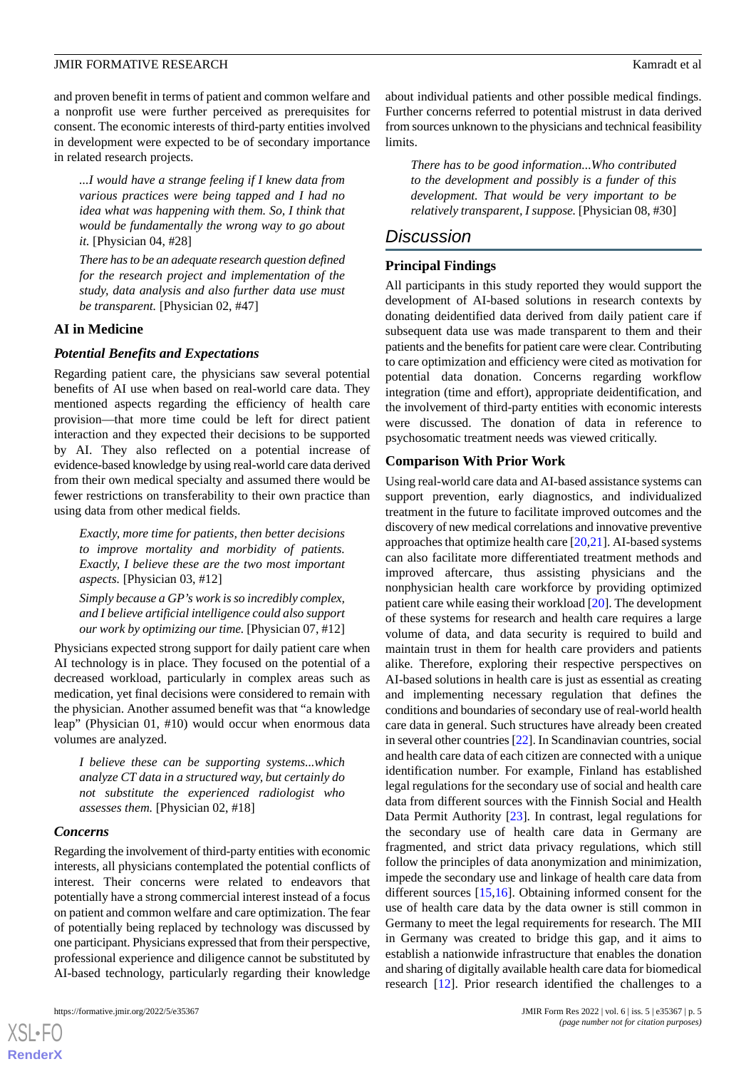and proven benefit in terms of patient and common welfare and a nonprofit use were further perceived as prerequisites for consent. The economic interests of third-party entities involved in development were expected to be of secondary importance in related research projects.

> *...I would have a strange feeling if I knew data from various practices were being tapped and I had no idea what was happening with them. So, I think that would be fundamentally the wrong way to go about it.* [Physician 04, #28]

> *There has to be an adequate research question defined for the research project and implementation of the study, data analysis and also further data use must be transparent.* [Physician 02, #47]

### AI in Medicine

#### *Potential Benefits and Expectations*

Regarding patient care, the physicians saw several potential benefits of AI use when based on real-world care data. They mentioned aspects regarding the efficiency of health care provision—that more time could be left for direct patient interaction and they expected their decisions to be supported by AI. They also reflected on a potential increase of evidence-based knowledge by using real-world care data derived from their own medical specialty and assumed there would be fewer restrictions on transferability to their own practice than using data from other medical fields.

> *Exactly, more time for patients, then better decisions to improve mortality and morbidity of patients. Exactly, I believe these are the two most important aspects.* [Physician 03, #12]

> *Simply because a GP's work is so incredibly complex, and I believe artificial intelligence could also support our work by optimizing our time.* [Physician 07, #12]

Physicians expected strong support for daily patient care when AI technology is in place. They focused on the potential of a decreased workload, particularly in complex areas such as medication, yet final decisions were considered to remain with the physician. Another assumed benefit was that "a knowledge leap" (Physician 01, #10) would occur when enormous data volumes are analyzed.

> *I believe these can be supporting systems...which analyze CT data in a structured way, but certainly do not substitute the experienced radiologist who assesses them.* [Physician 02, #18]

#### *Concerns*

Regarding the involvement of third-party entities with economic interests, all physicians contemplated the potential conflicts of interest. Their concerns were related to endeavors that potentially have a strong commercial interest instead of a focus on patient and common welfare and care optimization. The fear of potentially being replaced by technology was discussed by one participant. Physicians expressed that from their perspective, professional experience and diligence cannot be substituted by AI-based technology, particularly regarding their knowledge about individual patients and other possible medical findings. Further concerns referred to potential mistrust in data derived from sources unknown to the physicians and technical feasibility limits.

> *There has to be good information...Who contributed to the development and possibly is a funder of this development. That would be very important to be relatively transparent, I suppose.* [Physician 08, #30]

## Discussion

### Principal Findings

All participants in this study reported they would support the development of AI-based solutions in research contexts by donating deidentified data derived from daily patient care if subsequent data use was made transparent to them and their patients and the benefits for patient care were clear. Contributing to care optimization and efficiency were cited as motivation for potential data donation. Concerns regarding workflow integration (time and effort), appropriate deidentification, and the involvement of third-party entities with economic interests were discussed. The donation of data in reference to psychosomatic treatment needs was viewed critically.

### Comparison With Prior Work

Using real-world care data and AI-based assistance systems can support prevention, early diagnostics, and individualized treatment in the future to facilitate improved outcomes and the discovery of new medical correlations and innovative preventive approaches that optimize health care [20,21]. AI-based systems can also facilitate more differentiated treatment methods and improved aftercare, thus assisting physicians and the nonphysician health care workforce by providing optimized patient care while easing their workload [20]. The development of these systems for research and health care requires a large volume of data, and data security is required to build and maintain trust in them for health care providers and patients alike. Therefore, exploring their respective perspectives on AI-based solutions in health care is just as essential as creating and implementing necessary regulation that defines the conditions and boundaries of secondary use of real-world health care data in general. Such structures have already been created in several other countries [22]. In Scandinavian countries, social and health care data of each citizen are connected with a unique identification number. For example, Finland has established legal regulations for the secondary use of social and health care data from different sources with the Finnish Social and Health Data Permit Authority [23]. In contrast, legal regulations for the secondary use of health care data in Germany are fragmented, and strict data privacy regulations, which still follow the principles of data anonymization and minimization, impede the secondary use and linkage of health care data from different sources [15,16]. Obtaining informed consent for the use of health care data by the data owner is still common in Germany to meet the legal requirements for research. The MII in Germany was created to bridge this gap, and it aims to establish a nationwide infrastructure that enables the donation and sharing of digitally available health care data for biomedical research [12]. Prior research identified the challenges to a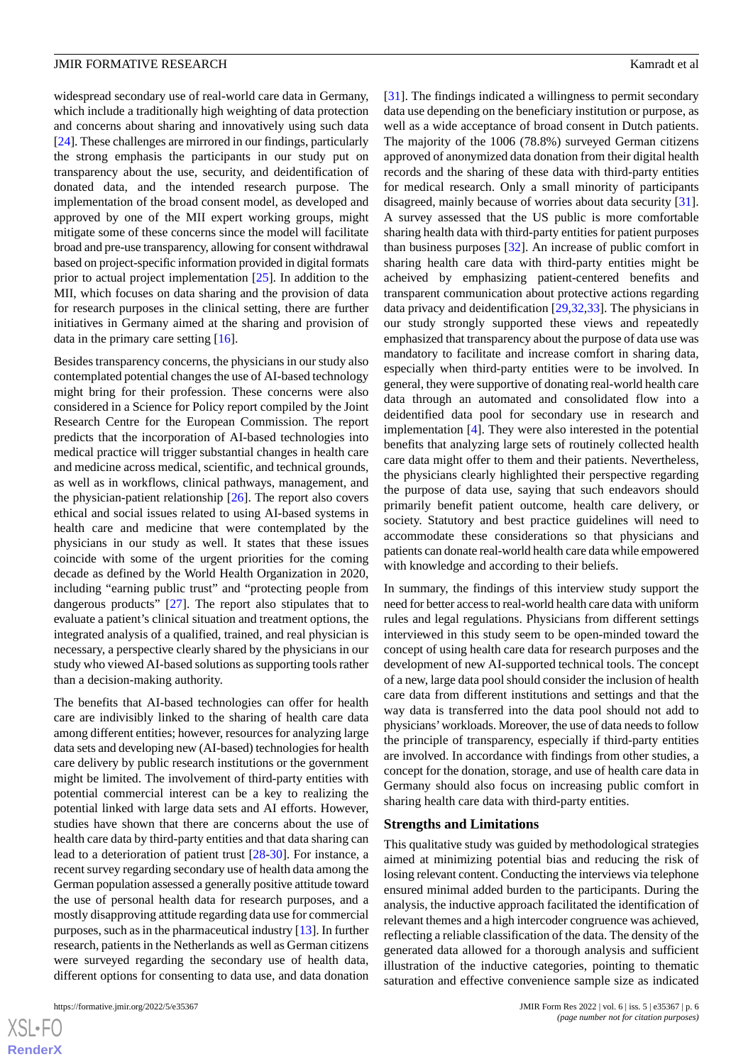widespread secondary use of real-world care data in Germany, which include a traditionally high weighting of data protection and concerns about sharing and innovatively using such data [24]. These challenges are mirrored in our findings, particularly the strong emphasis the participants in our study put on transparency about the use, security, and deidentification of donated data, and the intended research purpose. The implementation of the broad consent model, as developed and approved by one of the MII expert working groups, might mitigate some of these concerns since the model will facilitate broad and pre-use transparency, allowing for consent withdrawal based on project-specific information provided in digital formats prior to actual project implementation [25]. In addition to the MII, which focuses on data sharing and the provision of data for research purposes in the clinical setting, there are further initiatives in Germany aimed at the sharing and provision of data in the primary care setting [16].

Besides transparency concerns, the physicians in our study also contemplated potential changes the use of AI-based technology might bring for their profession. These concerns were also considered in a Science for Policy report compiled by the Joint Research Centre for the European Commission. The report predicts that the incorporation of AI-based technologies into medical practice will trigger substantial changes in health care and medicine across medical, scientific, and technical grounds, as well as in workflows, clinical pathways, management, and the physician-patient relationship [26]. The report also covers ethical and social issues related to using AI-based systems in health care and medicine that were contemplated by the physicians in our study as well. It states that these issues coincide with some of the urgent priorities for the coming decade as defined by the World Health Organization in 2020, including "earning public trust" and "protecting people from dangerous products" [27]. The report also stipulates that to evaluate a patient's clinical situation and treatment options, the integrated analysis of a qualified, trained, and real physician is necessary, a perspective clearly shared by the physicians in our study who viewed AI-based solutions as supporting tools rather than a decision-making authority.

The benefits that AI-based technologies can offer for health care are indivisibly linked to the sharing of health care data among different entities; however, resources for analyzing large data sets and developing new (AI-based) technologies for health care delivery by public research institutions or the government might be limited. The involvement of third-party entities with potential commercial interest can be a key to realizing the potential linked with large data sets and AI efforts. However, studies have shown that there are concerns about the use of health care data by third-party entities and that data sharing can lead to a deterioration of patient trust [28-30]. For instance, a recent survey regarding secondary use of health data among the German population assessed a generally positive attitude toward the use of personal health data for research purposes, and a mostly disapproving attitude regarding data use for commercial purposes, such as in the pharmaceutical industry [13]. In further research, patients in the Netherlands as well as German citizens were surveyed regarding the secondary use of health data, different options for consenting to data use, and data donation [31]. The findings indicated a willingness to permit secondary data use depending on the beneficiary institution or purpose, as well as a wide acceptance of broad consent in Dutch patients. The majority of the 1006 (78.8%) surveyed German citizens approved of anonymized data donation from their digital health records and the sharing of these data with third-party entities for medical research. Only a small minority of participants disagreed, mainly because of worries about data security [31]. A survey assessed that the US public is more comfortable sharing health data with third-party entities for patient purposes than business purposes [32]. An increase of public comfort in sharing health care data with third-party entities might be acheived by emphasizing patient-centered benefits and transparent communication about protective actions regarding data privacy and deidentification [29,32,33]. The physicians in our study strongly supported these views and repeatedly emphasized that transparency about the purpose of data use was mandatory to facilitate and increase comfort in sharing data, especially when third-party entities were to be involved. In general, they were supportive of donating real-world health care data through an automated and consolidated flow into a deidentified data pool for secondary use in research and implementation [4]. They were also interested in the potential benefits that analyzing large sets of routinely collected health care data might offer to them and their patients. Nevertheless, the physicians clearly highlighted their perspective regarding the purpose of data use, saying that such endeavors should primarily benefit patient outcome, health care delivery, or society. Statutory and best practice guidelines will need to accommodate these considerations so that physicians and patients can donate real-world health care data while empowered with knowledge and according to their beliefs.

In summary, the findings of this interview study support the need for better access to real-world health care data with uniform rules and legal regulations. Physicians from different settings interviewed in this study seem to be open-minded toward the concept of using health care data for research purposes and the development of new AI-supported technical tools. The concept of a new, large data pool should consider the inclusion of health care data from different institutions and settings and that the way data is transferred into the data pool should not add to physicians' workloads. Moreover, the use of data needs to follow the principle of transparency, especially if third-party entities are involved. In accordance with findings from other studies, a concept for the donation, storage, and use of health care data in Germany should also focus on increasing public comfort in sharing health care data with third-party entities.

### Strengths and Limitations

This qualitative study was guided by methodological strategies aimed at minimizing potential bias and reducing the risk of losing relevant content. Conducting the interviews via telephone ensured minimal added burden to the participants. During the analysis, the inductive approach facilitated the identification of relevant themes and a high intercoder congruence was achieved, reflecting a reliable classification of the data. The density of the generated data allowed for a thorough analysis and sufficient illustration of the inductive categories, pointing to thematic saturation and effective convenience sample size as indicated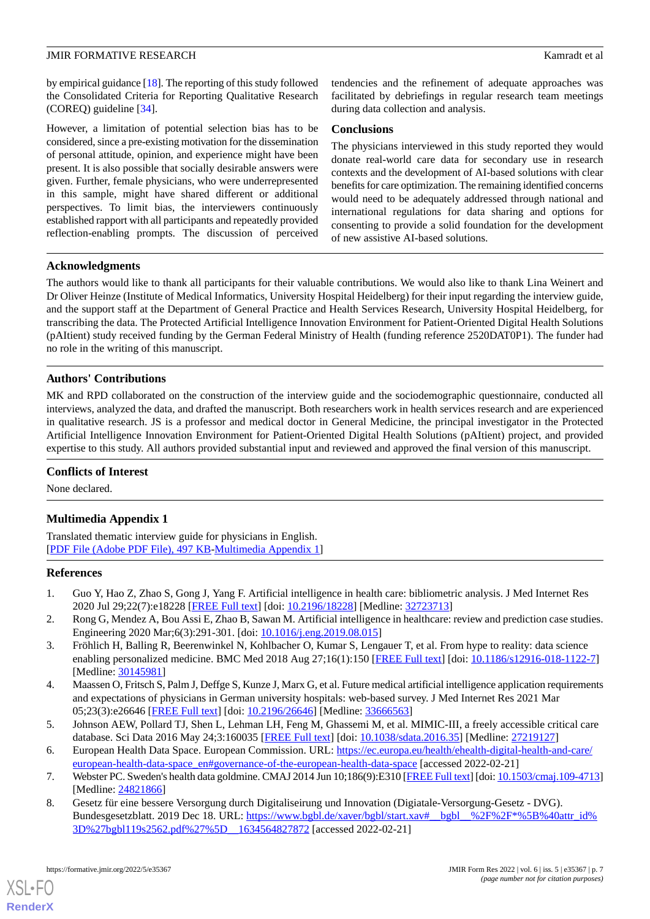by empirical guidance [18]. The reporting of this study followed the Consolidated Criteria for Reporting Qualitative Research (COREQ) guideline [34].

However, a limitation of potential selection bias has to be considered, since a pre-existing motivation for the dissemination of personal attitude, opinion, and experience might have been present. It is also possible that socially desirable answers were given. Further, female physicians, who were underrepresented in this sample, might have shared different or additional perspectives. To limit bias, the interviewers continuously established rapport with all participants and repeatedly provided reflection-enabling prompts. The discussion of perceived tendencies and the refinement of adequate approaches was facilitated by debriefings in regular research team meetings during data collection and analysis.

## Conclusions

The physicians interviewed in this study reported they would donate real-world care data for secondary use in research contexts and the development of AI-based solutions with clear benefits for care optimization. The remaining identified concerns would need to be adequately addressed through national and international regulations for data sharing and options for consenting to provide a solid foundation for the development of new assistive AI-based solutions.

## Acknowledgments

The authors would like to thank all participants for their valuable contributions. We would also like to thank Lina Weinert and Dr Oliver Heinze (Institute of Medical Informatics, University Hospital Heidelberg) for their input regarding the interview guide, and the support staff at the Department of General Practice and Health Services Research, University Hospital Heidelberg, for transcribing the data. The Protected Artificial Intelligence Innovation Environment for Patient-Oriented Digital Health Solutions (pAItient) study received funding by the German Federal Ministry of Health (funding reference 2520DAT0P1). The funder had no role in the writing of this manuscript.

## Authors' Contributions

MK and RPD collaborated on the construction of the interview guide and the sociodemographic questionnaire, conducted all interviews, analyzed the data, and drafted the manuscript. Both researchers work in health services research and are experienced in qualitative research. JS is a professor and medical doctor in General Medicine, the principal investigator in the Protected Artificial Intelligence Innovation Environment for Patient-Oriented Digital Health Solutions (pAItient) project, and provided expertise to this study. All authors provided substantial input and reviewed and approved the final version of this manuscript.

## Conflicts of Interest

None declared.

## Multimedia Appendix 1

Translated thematic interview guide for physicians in English.
[PDF File (Adobe PDF File), 497 KB-Multimedia Appendix 1]

## References

1. Guo Y, Hao Z, Zhao S, Gong J, Yang F. Artificial intelligence in health care: bibliometric analysis. J Med Internet Res 2020 Jul 29;22(7):e18228 [FREE Full text] [doi: 10.2196/18228] [Medline: 32723713]
2. Rong G, Mendez A, Bou Assi E, Zhao B, Sawan M. Artificial intelligence in healthcare: review and prediction case studies. Engineering 2020 Mar;6(3):291-301. [doi: 10.1016/j.eng.2019.08.015]
3. Fröhlich H, Balling R, Beerenwinkel N, Kohlbacher O, Kumar S, Lengauer T, et al. From hype to reality: data science enabling personalized medicine. BMC Med 2018 Aug 27;16(1):150 [FREE Full text] [doi: 10.1186/s12916-018-1122-7] [Medline: 30145981]
4. Maassen O, Fritsch S, Palm J, Deffge S, Kunze J, Marx G, et al. Future medical artificial intelligence application requirements and expectations of physicians in German university hospitals: web-based survey. J Med Internet Res 2021 Mar 05;23(3):e26646 [FREE Full text] [doi: 10.2196/26646] [Medline: 33666563]
5. Johnson AEW, Pollard TJ, Shen L, Lehman LH, Feng M, Ghassemi M, et al. MIMIC-III, a freely accessible critical care database. Sci Data 2016 May 24;3:160035 [FREE Full text] [doi: 10.1038/sdata.2016.35] [Medline: 27219127]
6. European Health Data Space. European Commission. URL: https://ec.europa.eu/health/ehealth-digital-health-and-care/european-health-data-space_en#governance-of-the-european-health-data-space [accessed 2022-02-21]
7. Webster PC. Sweden's health data goldmine. CMAJ 2014 Jun 10;186(9):E310 [FREE Full text] [doi: 10.1503/cmaj.109-4713] [Medline: 24821866]
8. Gesetz für eine bessere Versorgung durch Digitaliseirung und Innovation (Digiatale-Versorgung-Gesetz - DVG). Bundesgesetzblatt. 2019 Dec 18. URL: https://www.bgbl.de/xaver/bgbl/start.xav#__bgbl__%2F%2F*%5B%40attr_id%3D%27bgbl119s2562.pdf%27%5D__1634564827872 [accessed 2022-02-21]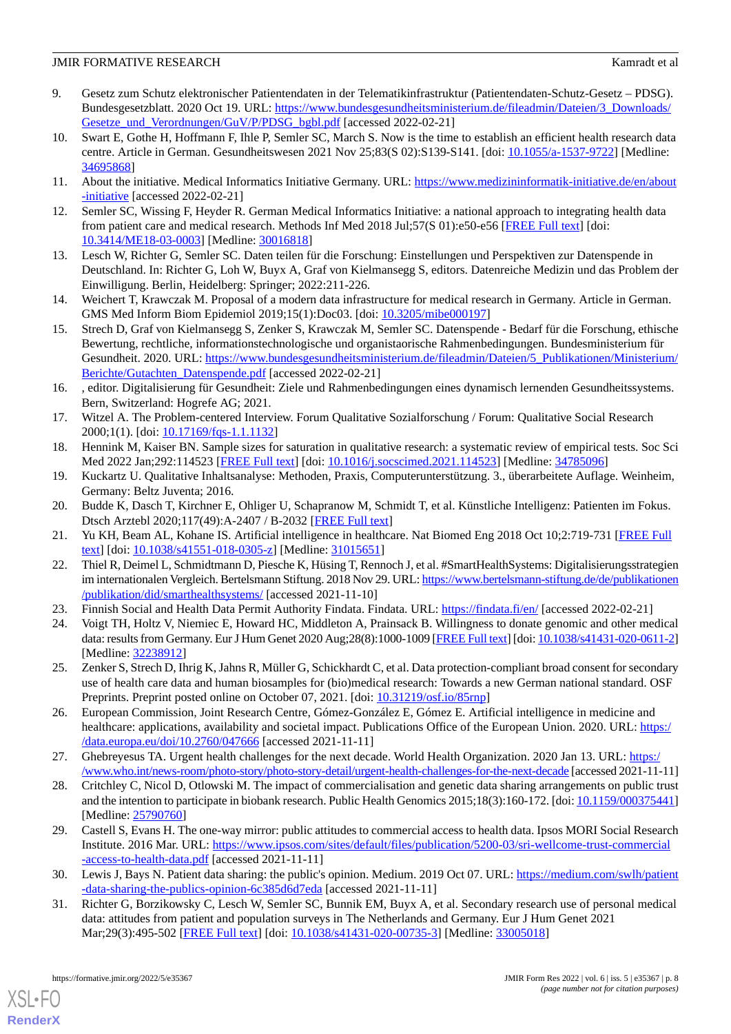9. Gesetz zum Schutz elektronischer Patientendaten in der Telematikinfrastruktur (Patientendaten-Schutz-Gesetz – PDSG). Bundesgesetzblatt. 2020 Oct 19. URL: https://www.bundesgesundheitsministerium.de/fileadmin/Dateien/3_Downloads/Gesetze_und_Verordnungen/GuV/P/PDSG_bgbl.pdf [accessed 2022-02-21]
10. Swart E, Gothe H, Hoffmann F, Ihle P, Semler SC, March S. Now is the time to establish an efficient health research data centre. Article in German. Gesundheitswesen 2021 Nov 25;83(S 02):S139-S141. [doi: 10.1055/a-1537-9722] [Medline: 34695868]
11. About the initiative. Medical Informatics Initiative Germany. URL: https://www.medizininformatik-initiative.de/en/about-initiative [accessed 2022-02-21]
12. Semler SC, Wissing F, Heyder R. German Medical Informatics Initiative: a national approach to integrating health data from patient care and medical research. Methods Inf Med 2018 Jul;57(S 01):e50-e56 [FREE Full text] [doi: 10.3414/ME18-03-0003] [Medline: 30016818]
13. Lesch W, Richter G, Semler SC. Daten teilen für die Forschung: Einstellungen und Perspektiven zur Datenspende in Deutschland. In: Richter G, Loh W, Buyx A, Graf von Kielmansegg S, editors. Datenreiche Medizin und das Problem der Einwilligung. Berlin, Heidelberg: Springer; 2022:211-226.
14. Weichert T, Krawczak M. Proposal of a modern data infrastructure for medical research in Germany. Article in German. GMS Med Inform Biom Epidemiol 2019;15(1):Doc03. [doi: 10.3205/mibe000197]
15. Strech D, Graf von Kielmansegg S, Zenker S, Krawczak M, Semler SC. Datenspende - Bedarf für die Forschung, ethische Bewertung, rechtliche, informationstechnologische und organistaorische Rahmenbedingungen. Bundesministerium für Gesundheit. 2020. URL: https://www.bundesgesundheitsministerium.de/fileadmin/Dateien/5_Publikationen/Ministerium/Berichte/Gutachten_Datenspende.pdf [accessed 2022-02-21]
16. , editor. Digitalisierung für Gesundheit: Ziele und Rahmenbedingungen eines dynamisch lernenden Gesundheitssystems. Bern, Switzerland: Hogrefe AG; 2021.
17. Witzel A. The Problem-centered Interview. Forum Qualitative Sozialforschung / Forum: Qualitative Social Research 2000;1(1). [doi: 10.17169/fqs-1.1.1132]
18. Hennink M, Kaiser BN. Sample sizes for saturation in qualitative research: a systematic review of empirical tests. Soc Sci Med 2022 Jan;292:114523 [FREE Full text] [doi: 10.1016/j.socscimed.2021.114523] [Medline: 34785096]
19. Kuckartz U. Qualitative Inhaltsanalyse: Methoden, Praxis, Computerunterstützung. 3., überarbeitete Auflage. Weinheim, Germany: Beltz Juventa; 2016.
20. Budde K, Dasch T, Kirchner E, Ohliger U, Schapranow M, Schmidt T, et al. Künstliche Intelligenz: Patienten im Fokus. Dtsch Arztebl 2020;117(49):A-2407 / B-2032 [FREE Full text]
21. Yu KH, Beam AL, Kohane IS. Artificial intelligence in healthcare. Nat Biomed Eng 2018 Oct 10;2:719-731 [FREE Full text] [doi: 10.1038/s41551-018-0305-z] [Medline: 31015651]
22. Thiel R, Deimel L, Schmidtmann D, Piesche K, Hüsing T, Rennoch J, et al. #SmartHealthSystems: Digitalisierungsstrategien im internationalen Vergleich. Bertelsmann Stiftung. 2018 Nov 29. URL: https://www.bertelsmann-stiftung.de/de/publikationen/publikation/did/smarthealthsystems/ [accessed 2021-11-10]
23. Finnish Social and Health Data Permit Authority Findata. Findata. URL: https://findata.fi/en/ [accessed 2022-02-21]
24. Voigt TH, Holtz V, Niemiec E, Howard HC, Middleton A, Prainsack B. Willingness to donate genomic and other medical data: results from Germany. Eur J Hum Genet 2020 Aug;28(8):1000-1009 [FREE Full text] [doi: 10.1038/s41431-020-0611-2] [Medline: 32238912]
25. Zenker S, Strech D, Ihrig K, Jahns R, Müller G, Schickhardt C, et al. Data protection-compliant broad consent for secondary use of health care data and human biosamples for (bio)medical research: Towards a new German national standard. OSF Preprints. Preprint posted online on October 07, 2021. [doi: 10.31219/osf.io/85rnp]
26. European Commission, Joint Research Centre, Gómez-González E, Gómez E. Artificial intelligence in medicine and healthcare: applications, availability and societal impact. Publications Office of the European Union. 2020. URL: https://data.europa.eu/doi/10.2760/047666 [accessed 2021-11-11]
27. Ghebreyesus TA. Urgent health challenges for the next decade. World Health Organization. 2020 Jan 13. URL: https://www.who.int/news-room/photo-story/photo-story-detail/urgent-health-challenges-for-the-next-decade [accessed 2021-11-11]
28. Critchley C, Nicol D, Otlowski M. The impact of commercialisation and genetic data sharing arrangements on public trust and the intention to participate in biobank research. Public Health Genomics 2015;18(3):160-172. [doi: 10.1159/000375441] [Medline: 25790760]
29. Castell S, Evans H. The one-way mirror: public attitudes to commercial access to health data. Ipsos MORI Social Research Institute. 2016 Mar. URL: https://www.ipsos.com/sites/default/files/publication/5200-03/sri-wellcome-trust-commercial-access-to-health-data.pdf [accessed 2021-11-11]
30. Lewis J, Bays N. Patient data sharing: the public's opinion. Medium. 2019 Oct 07. URL: https://medium.com/swlh/patient-data-sharing-the-publics-opinion-6c385d6d7eda [accessed 2021-11-11]
31. Richter G, Borzikowsky C, Lesch W, Semler SC, Bunnik EM, Buyx A, et al. Secondary research use of personal medical data: attitudes from patient and population surveys in The Netherlands and Germany. Eur J Hum Genet 2021 Mar;29(3):495-502 [FREE Full text] [doi: 10.1038/s41431-020-00735-3] [Medline: 33005018]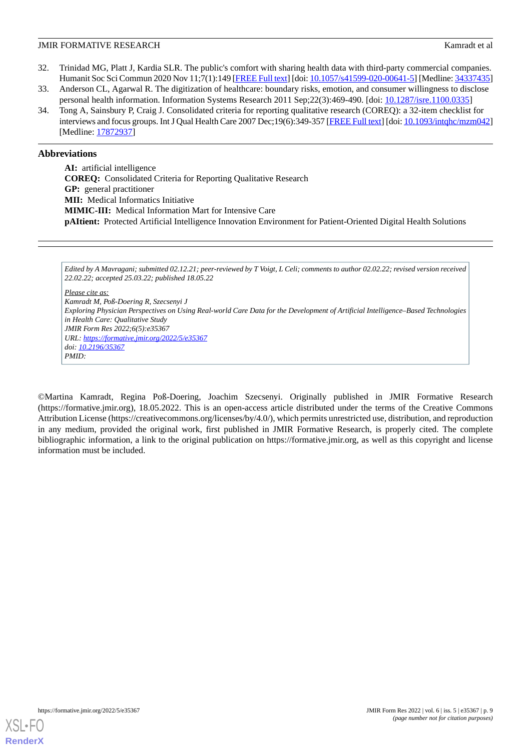32. Trinidad MG, Platt J, Kardia SLR. The public's comfort with sharing health data with third-party commercial companies. Humanit Soc Sci Commun 2020 Nov 11;7(1):149 [FREE Full text] [doi: 10.1057/s41599-020-00641-5] [Medline: 34337435]
33. Anderson CL, Agarwal R. The digitization of healthcare: boundary risks, emotion, and consumer willingness to disclose personal health information. Information Systems Research 2011 Sep;22(3):469-490. [doi: 10.1287/isre.1100.0335]
34. Tong A, Sainsbury P, Craig J. Consolidated criteria for reporting qualitative research (COREQ): a 32-item checklist for interviews and focus groups. Int J Qual Health Care 2007 Dec;19(6):349-357 [FREE Full text] [doi: 10.1093/intqhc/mzm042] [Medline: 17872937]

## Abbreviations

**AI:** artificial intelligence
**COREQ:** Consolidated Criteria for Reporting Qualitative Research
**GP:** general practitioner
**MII:** Medical Informatics Initiative
**MIMIC-III:** Medical Information Mart for Intensive Care
**pAItient:** Protected Artificial Intelligence Innovation Environment for Patient-Oriented Digital Health Solutions

*Edited by A Mavragani; submitted 02.12.21; peer-reviewed by T Voigt, L Celi; comments to author 02.02.22; revised version received 22.02.22; accepted 25.03.22; published 18.05.22*

*Please cite as:*
*Kamradt M, Poß-Doering R, Szecsenyi J*
*Exploring Physician Perspectives on Using Real-world Care Data for the Development of Artificial Intelligence–Based Technologies in Health Care: Qualitative Study*
*JMIR Form Res 2022;6(5):e35367*
*URL: https://formative.jmir.org/2022/5/e35367*
*doi: 10.2196/35367*
*PMID:*

©Martina Kamradt, Regina Poß-Doering, Joachim Szecsenyi. Originally published in JMIR Formative Research (https://formative.jmir.org), 18.05.2022. This is an open-access article distributed under the terms of the Creative Commons Attribution License (https://creativecommons.org/licenses/by/4.0/), which permits unrestricted use, distribution, and reproduction in any medium, provided the original work, first published in JMIR Formative Research, is properly cited. The complete bibliographic information, a link to the original publication on https://formative.jmir.org, as well as this copyright and license information must be included.